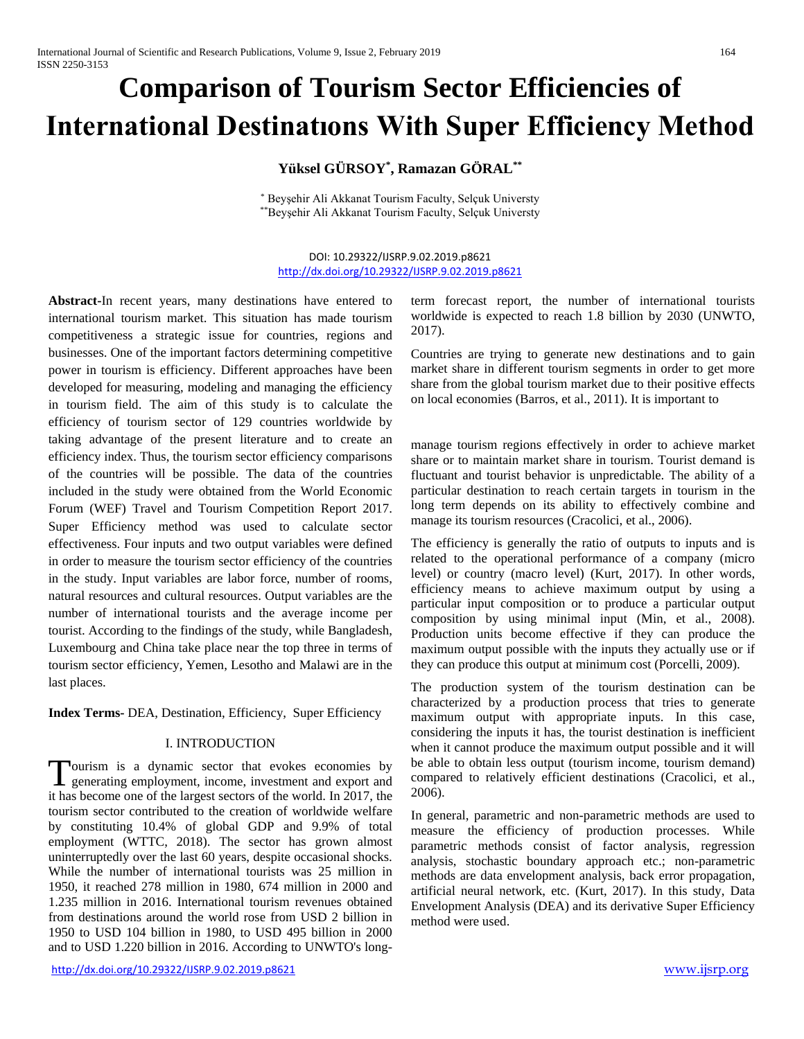# Comparison of Tourism Sector Efficiencies of International Destinatıons With Super Efficiency Method

**Yüksel GÜRSOY[*], Ramazan GÖRAL[**]**

[*] Beyşehir Ali Akkanat Tourism Faculty, Selçuk Universty
[**] Beyşehir Ali Akkanat Tourism Faculty, Selçuk Universty

DOI: 10.29322/IJSRP.9.02.2019.p8621
http://dx.doi.org/10.29322/IJSRP.9.02.2019.p8621

**Abstract-**In recent years, many destinations have entered to international tourism market. This situation has made tourism competitiveness a strategic issue for countries, regions and businesses. One of the important factors determining competitive power in tourism is efficiency. Different approaches have been developed for measuring, modeling and managing the efficiency in tourism field. The aim of this study is to calculate the efficiency of tourism sector of 129 countries worldwide by taking advantage of the present literature and to create an efficiency index. Thus, the tourism sector efficiency comparisons of the countries will be possible. The data of the countries included in the study were obtained from the World Economic Forum (WEF) Travel and Tourism Competition Report 2017. Super Efficiency method was used to calculate sector effectiveness. Four inputs and two output variables were defined in order to measure the tourism sector efficiency of the countries in the study. Input variables are labor force, number of rooms, natural resources and cultural resources. Output variables are the number of international tourists and the average income per tourist. According to the findings of the study, while Bangladesh, Luxembourg and China take place near the top three in terms of tourism sector efficiency, Yemen, Lesotho and Malawi are in the last places.

**Index Terms-** DEA, Destination, Efficiency, Super Efficiency

## I. INTRODUCTION

Tourism is a dynamic sector that evokes economies by generating employment, income, investment and export and it has become one of the largest sectors of the world. In 2017, the tourism sector contributed to the creation of worldwide welfare by constituting 10.4% of global GDP and 9.9% of total employment (WTTC, 2018). The sector has grown almost uninterruptedly over the last 60 years, despite occasional shocks. While the number of international tourists was 25 million in 1950, it reached 278 million in 1980, 674 million in 2000 and 1.235 million in 2016. International tourism revenues obtained from destinations around the world rose from USD 2 billion in 1950 to USD 104 billion in 1980, to USD 495 billion in 2000 and to USD 1.220 billion in 2016. According to UNWTO's long-term forecast report, the number of international tourists worldwide is expected to reach 1.8 billion by 2030 (UNWTO, 2017).

Countries are trying to generate new destinations and to gain market share in different tourism segments in order to get more share from the global tourism market due to their positive effects on local economies (Barros, et al., 2011). It is important to manage tourism regions effectively in order to achieve market share or to maintain market share in tourism. Tourist demand is fluctuant and tourist behavior is unpredictable. The ability of a particular destination to reach certain targets in tourism in the long term depends on its ability to effectively combine and manage its tourism resources (Cracolici, et al., 2006).

The efficiency is generally the ratio of outputs to inputs and is related to the operational performance of a company (micro level) or country (macro level) (Kurt, 2017). In other words, efficiency means to achieve maximum output by using a particular input composition or to produce a particular output composition by using minimal input (Min, et al., 2008). Production units become effective if they can produce the maximum output possible with the inputs they actually use or if they can produce this output at minimum cost (Porcelli, 2009).

The production system of the tourism destination can be characterized by a production process that tries to generate maximum output with appropriate inputs. In this case, considering the inputs it has, the tourist destination is inefficient when it cannot produce the maximum output possible and it will be able to obtain less output (tourism income, tourism demand) compared to relatively efficient destinations (Cracolici, et al., 2006).

In general, parametric and non-parametric methods are used to measure the efficiency of production processes. While parametric methods consist of factor analysis, regression analysis, stochastic boundary approach etc.; non-parametric methods are data envelopment analysis, back error propagation, artificial neural network, etc. (Kurt, 2017). In this study, Data Envelopment Analysis (DEA) and its derivative Super Efficiency method were used.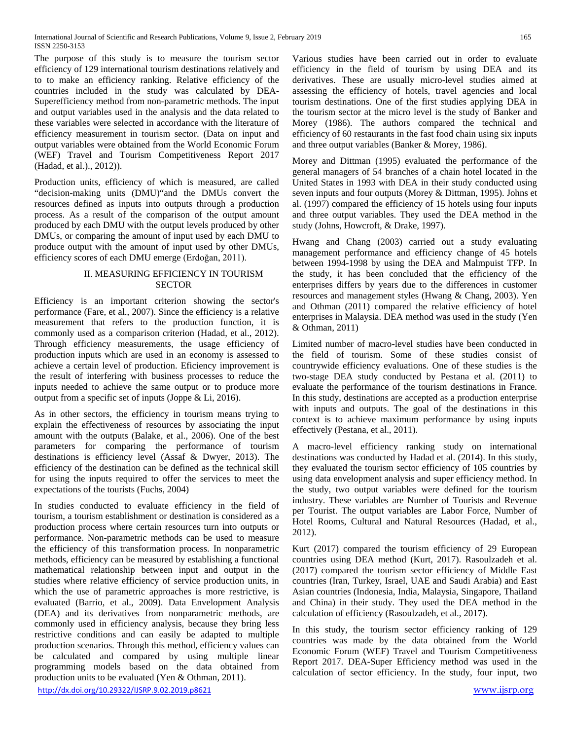The purpose of this study is to measure the tourism sector efficiency of 129 international tourism destinations relatively and to to make an efficiency ranking. Relative efficiency of the countries included in the study was calculated by DEA-Superefficiency method from non-parametric methods. The input and output variables used in the analysis and the data related to these variables were selected in accordance with the literature of efficiency measurement in tourism sector. (Data on input and output variables were obtained from the World Economic Forum (WEF) Travel and Tourism Competitiveness Report 2017 (Hadad, et al.)., 2012)).

Production units, efficiency of which is measured, are called "decision-making units (DMU)"and the DMUs convert the resources defined as inputs into outputs through a production process. As a result of the comparison of the output amount produced by each DMU with the output levels produced by other DMUs, or comparing the amount of input used by each DMU to produce output with the amount of input used by other DMUs, efficiency scores of each DMU emerge (Erdoğan, 2011).

## II. MEASURING EFFICIENCY IN TOURISM SECTOR

Efficiency is an important criterion showing the sector's performance (Fare, et al., 2007). Since the efficiency is a relative measurement that refers to the production function, it is commonly used as a comparison criterion (Hadad, et al., 2012). Through efficiency measurements, the usage efficiency of production inputs which are used in an economy is assessed to achieve a certain level of production. Eficiency improvement is the result of interfering with business processes to reduce the inputs needed to achieve the same output or to produce more output from a specific set of inputs (Joppe & Li, 2016).

As in other sectors, the efficiency in tourism means trying to explain the effectiveness of resources by associating the input amount with the outputs (Balake, et al., 2006). One of the best parameters for comparing the performance of tourism destinations is efficiency level (Assaf & Dwyer, 2013). The efficiency of the destination can be defined as the technical skill for using the inputs required to offer the services to meet the expectations of the tourists (Fuchs, 2004)

In studies conducted to evaluate efficiency in the field of tourism, a tourism establishment or destination is considered as a production process where certain resources turn into outputs or performance. Non-parametric methods can be used to measure the efficiency of this transformation process. In nonparametric methods, efficiency can be measured by establishing a functional mathematical relationship between input and output in the studies where relative efficiency of service production units, in which the use of parametric approaches is more restrictive, is evaluated (Barrio, et al., 2009). Data Envelopment Analysis (DEA) and its derivatives from nonparametric methods, are commonly used in efficiency analysis, because they bring less restrictive conditions and can easily be adapted to multiple production scenarios. Through this method, efficiency values can be calculated and compared by using multiple linear programming models based on the data obtained from production units to be evaluated (Yen & Othman, 2011).

Various studies have been carried out in order to evaluate efficiency in the field of tourism by using DEA and its derivatives. These are usually micro-level studies aimed at assessing the efficiency of hotels, travel agencies and local tourism destinations. One of the first studies applying DEA in the tourism sector at the micro level is the study of Banker and Morey (1986). The authors compared the technical and efficiency of 60 restaurants in the fast food chain using six inputs and three output variables (Banker & Morey, 1986).

Morey and Dittman (1995) evaluated the performance of the general managers of 54 branches of a chain hotel located in the United States in 1993 with DEA in their study conducted using seven inputs and four outputs (Morey & Dittman, 1995). Johns et al. (1997) compared the efficiency of 15 hotels using four inputs and three output variables. They used the DEA method in the study (Johns, Howcroft, & Drake, 1997).

Hwang and Chang (2003) carried out a study evaluating management performance and efficiency change of 45 hotels between 1994-1998 by using the DEA and Malmpuist TFP. In the study, it has been concluded that the efficiency of the enterprises differs by years due to the differences in customer resources and management styles (Hwang & Chang, 2003). Yen and Othman (2011) compared the relative efficiency of hotel enterprises in Malaysia. DEA method was used in the study (Yen & Othman, 2011)

Limited number of macro-level studies have been conducted in the field of tourism. Some of these studies consist of countrywide efficiency evaluations. One of these studies is the two-stage DEA study conducted by Pestana et al. (2011) to evaluate the performance of the tourism destinations in France. In this study, destinations are accepted as a production enterprise with inputs and outputs. The goal of the destinations in this context is to achieve maximum performance by using inputs effectively (Pestana, et al., 2011).

A macro-level efficiency ranking study on international destinations was conducted by Hadad et al. (2014). In this study, they evaluated the tourism sector efficiency of 105 countries by using data envelopment analysis and super efficiency method. In the study, two output variables were defined for the tourism industry. These variables are Number of Tourists and Revenue per Tourist. The output variables are Labor Force, Number of Hotel Rooms, Cultural and Natural Resources (Hadad, et al., 2012).

Kurt (2017) compared the tourism efficiency of 29 European countries using DEA method (Kurt, 2017). Rasoulzadeh et al. (2017) compared the tourism sector efficiency of Middle East countries (Iran, Turkey, Israel, UAE and Saudi Arabia) and East Asian countries (Indonesia, India, Malaysia, Singapore, Thailand and China) in their study. They used the DEA method in the calculation of efficiency (Rasoulzadeh, et al., 2017).

In this study, the tourism sector efficiency ranking of 129 countries was made by the data obtained from the World Economic Forum (WEF) Travel and Tourism Competitiveness Report 2017. DEA-Super Efficiency method was used in the calculation of sector efficiency. In the study, four input, two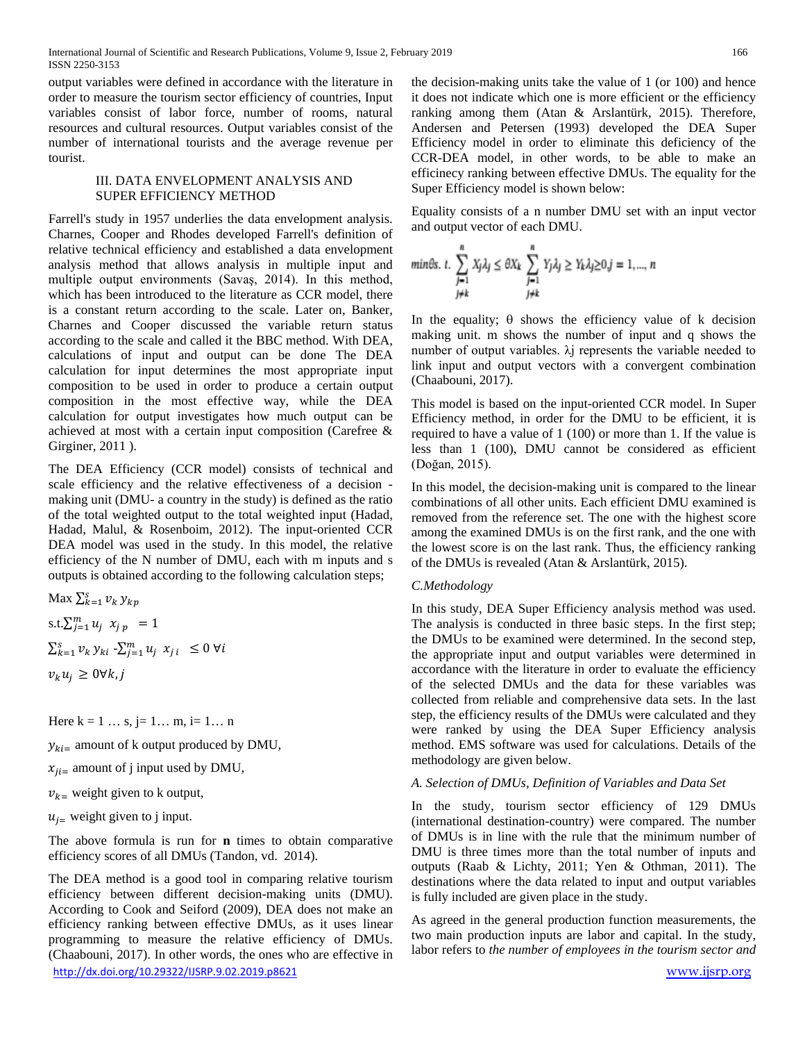output variables were defined in accordance with the literature in order to measure the tourism sector efficiency of countries, Input variables consist of labor force, number of rooms, natural resources and cultural resources. Output variables consist of the number of international tourists and the average revenue per tourist.

## III. DATA ENVELOPMENT ANALYSIS AND SUPER EFFICIENCY METHOD

Farrell's study in 1957 underlies the data envelopment analysis. Charnes, Cooper and Rhodes developed Farrell's definition of relative technical efficiency and established a data envelopment analysis method that allows analysis in multiple input and multiple output environments (Savaş, 2014). In this method, which has been introduced to the literature as CCR model, there is a constant return according to the scale. Later on, Banker, Charnes and Cooper discussed the variable return status according to the scale and called it the BBC method. With DEA, calculations of input and output can be done The DEA calculation for input determines the most appropriate input composition to be used in order to produce a certain output composition in the most effective way, while the DEA calculation for output investigates how much output can be achieved at most with a certain input composition (Carefree & Girginer, 2011 ).

The DEA Efficiency (CCR model) consists of technical and scale efficiency and the relative effectiveness of a decision - making unit (DMU- a country in the study) is defined as the ratio of the total weighted output to the total weighted input (Hadad, Hadad, Malul, & Rosenboim, 2012). The input-oriented CCR DEA model was used in the study. In this model, the relative efficiency of the N number of DMU, each with m inputs and s outputs is obtained according to the following calculation steps;

$$\text{Max} \sum_{k=1}^{s} v_k\, y_{kp}$$

$$\text{s.t.} \sum_{j=1}^{m} u_j\;\; x_{j\,p} \;\; = 1$$

$$\sum_{k=1}^{s} v_k\, y_{ki} - \sum_{j=1}^{m} u_j\;\; x_{j\,i} \;\; \leq 0\; \forall i$$

$$v_k u_j\; \geq 0 \forall k, j$$

Here k = 1 … s, j= 1… m, i= 1… n

$y_{ki=}$ amount of k output produced by DMU,

$x_{ji=}$ amount of j input used by DMU,

$v_{k=}$ weight given to k output,

$u_{j=}$ weight given to j input.

The above formula is run for **n** times to obtain comparative efficiency scores of all DMUs (Tandon, vd. 2014).

The DEA method is a good tool in comparing relative tourism efficiency between different decision-making units (DMU). According to Cook and Seiford (2009), DEA does not make an efficiency ranking between effective DMUs, as it uses linear programming to measure the relative efficiency of DMUs. (Chaabouni, 2017). In other words, the ones who are effective in the decision-making units take the value of 1 (or 100) and hence it does not indicate which one is more efficient or the efficiency ranking among them (Atan & Arslantürk, 2015). Therefore, Andersen and Petersen (1993) developed the DEA Super Efficiency model in order to eliminate this deficiency of the CCR-DEA model, in other words, to be able to make an efficinecy ranking between effective DMUs. The equality for the Super Efficiency model is shown below:

Equality consists of a n number DMU set with an input vector and output vector of each DMU.

$$\min \theta s.\, t. \sum_{\substack{j=1 \\ j \neq k}}^{n} X_j \lambda_j \leq \theta X_k \sum_{\substack{j=1 \\ j \neq k}}^{n} Y_j \lambda_j \geq Y_k \lambda_j \geq 0, j = 1, \ldots, n$$

In the equality; θ shows the efficiency value of k decision making unit. m shows the number of input and q shows the number of output variables. λj represents the variable needed to link input and output vectors with a convergent combination (Chaabouni, 2017).

This model is based on the input-oriented CCR model. In Super Efficiency method, in order for the DMU to be efficient, it is required to have a value of 1 (100) or more than 1. If the value is less than 1 (100), DMU cannot be considered as efficient (Doğan, 2015).

In this model, the decision-making unit is compared to the linear combinations of all other units. Each efficient DMU examined is removed from the reference set. The one with the highest score among the examined DMUs is on the first rank, and the one with the lowest score is on the last rank. Thus, the efficiency ranking of the DMUs is revealed (Atan & Arslantürk, 2015).

### *C.Methodology*

In this study, DEA Super Efficiency analysis method was used. The analysis is conducted in three basic steps. In the first step; the DMUs to be examined were determined. In the second step, the appropriate input and output variables were determined in accordance with the literature in order to evaluate the efficiency of the selected DMUs and the data for these variables was collected from reliable and comprehensive data sets. In the last step, the efficiency results of the DMUs were calculated and they were ranked by using the DEA Super Efficiency analysis method. EMS software was used for calculations. Details of the methodology are given below.

### *A. Selection of DMUs, Definition of Variables and Data Set*

In the study, tourism sector efficiency of 129 DMUs (international destination-country) were compared. The number of DMUs is in line with the rule that the minimum number of DMU is three times more than the total number of inputs and outputs (Raab & Lichty, 2011; Yen & Othman, 2011). The destinations where the data related to input and output variables is fully included are given place in the study.

As agreed in the general production function measurements, the two main production inputs are labor and capital. In the study, labor refers to *the number of employees in the tourism sector and*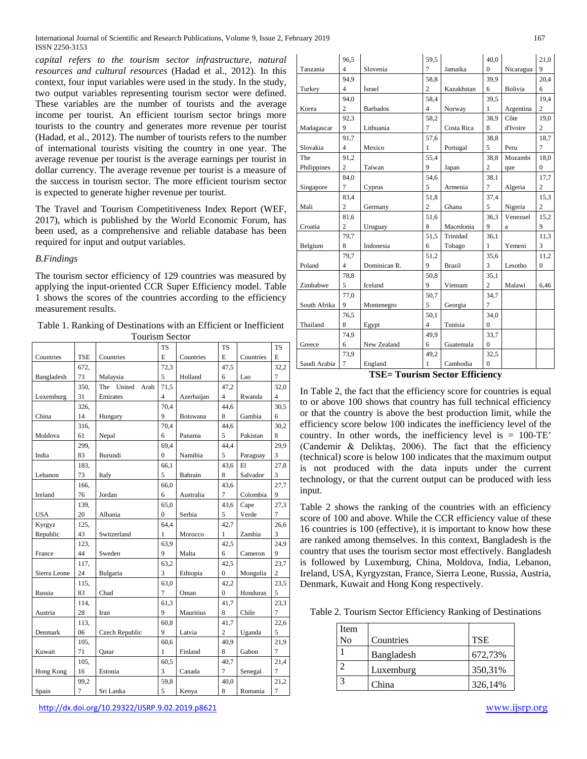*capital refers to the tourism sector infrastructure, natural resources and cultural resources* (Hadad et al., 2012). In this context, four input variables were used in the study. In the study, two output variables representing tourism sector were defined. These variables are the number of tourists and the average income per tourist. An efficient tourism sector brings more tourists to the country and generates more revenue per tourist (Hadad, et al., 2012). The number of tourists refers to the number of international tourists visiting the country in one year. The average revenue per tourist is the average earnings per tourist in dollar currency. The average revenue per tourist is a measure of the success in tourism sector. The more efficient tourism sector is expected to generate higher revenue per tourist.

The Travel and Tourism Competitiveness Index Report (WEF, 2017), which is published by the World Economic Forum, has been used, as a comprehensive and reliable database has been required for input and output variables.

*B.Findings*

The tourism sector efficiency of 129 countries was measured by applying the input-oriented CCR Super Efficiency model. Table 1 shows the scores of the countries according to the efficiency measurement results.

Table 1. Ranking of Destinations with an Efficient or Inefficient Tourism Sector

| Countries | TSE | Countries | TSE | Countries | TSE | Countries | TSE |
|---|---|---|---|---|---|---|---|
| Bangladesh | 672,73 | Malaysia | 72,35 | Holland | 47,56 | Lao | 32,27 |
| Luxemburg | 350,31 | The United Arab Emirates | 71,54 | Azerbaijan | 47,24 | Rwanda | 32,04 |
| China | 326,14 | Hungary | 70,49 | Botswana | 44,68 | Gambia | 30,56 |
| Moldova | 316,61 | Nepal | 70,46 | Panama | 44,65 | Pakistan | 30,28 |
| India | 299,83 | Burundi | 69,40 | Namibia | 44,45 | Paraguay | 29,93 |
| Lebanon | 183,73 | Italy | 66,15 | Bahrain | 43,68 | El Salvador | 27,83 |
| Ireland | 166,76 | Jordan | 66,06 | Australia | 43,67 | Colombia | 27,79 |
| USA | 139,20 | Albania | 65,00 | Serbia | 43,65 | Cape Verde | 27,37 |
| Kyrgyz Republic | 125,43 | Switzerland | 64,41 | Morocco | 42,71 | Zambia | 26,63 |
| France | 123,44 | Sweden | 63,99 | Malta | 42,56 | Cameron | 24,99 |
| Sierra Leone | 117,24 | Bulgaria | 63,23 | Ethiopia | 42,50 | Mongolia | 23,72 |
| Russia | 115,83 | Chad | 63,07 | Oman | 42,20 | Honduras | 23,55 |
| Austria | 114,28 | Iran | 61,39 | Mauritius | 41,78 | Chile | 23,37 |
| Denmark | 113,06 | Czech Republic | 60,89 | Latvia | 41,72 | Uganda | 22,65 |
| Kuwait | 105,71 | Qatar | 60,61 | Finland | 40,98 | Gabon | 21,97 |
| Hong Kong | 105,16 | Estonia | 60,53 | Canada | 40,77 | Senegal | 21,47 |
| Spain | 99,27 | Sri Lanka | 59,85 | Kenya | 40,08 | Romania | 21,27 |
| Tanzania | 96,54 | Slovenia | 59,57 | Jamaika | 40,00 | Nicaragua | 21,09 |
| Turkey | 94,94 | İsrael | 58,82 | Kazakhstan | 39,96 | Bolivia | 20,46 |
| Korea | 94,02 | Barbados | 58,44 | Norway | 39,51 | Argentina | 19,42 |
| Madagascar | 92,39 | Lithuania | 58,27 | Costa Rica | 38,98 | Côte d'Ivoire | 19,02 |
| Slovakia | 91,74 | Mexico | 57,61 | Portugal | 38,85 | Peru | 18,77 |
| The Philippines | 91,22 | Taiwan | 55,49 | Japan | 38,82 | Mozambique | 18,00 |
| Singapore | 84,07 | Cyprus | 54,65 | Armenia | 38,17 | Algeria | 17,72 |
| Mali | 83,42 | Germany | 51,82 | Ghana | 37,45 | Nigeria | 15,32 |
| Croatia | 81,62 | Uruguay | 51,68 | Macedonia | 36,39 | Venezuela | 15,29 |
| Belgium | 79,78 | Indonesia | 51,56 | Trinidad Tobago | 36,11 | Yemeni | 11,33 |
| Poland | 79,74 | Dominican R. | 51,29 | Brazil | 35,63 | Lesotho | 11,20 |
| Zimbabwe | 78,85 | Iceland | 50,89 | Vietnam | 35,12 | Malawi | 6,46 |
| South Afrika | 77,09 | Montenegro | 50,75 | Georgia | 34,77 | | |
| Thailand | 76,58 | Egypt | 50,14 | Tunisia | 34,00 | | |
| Greece | 74,96 | New Zealand | 49,96 | Guatemala | 33,70 | | |
| Saudi Arabia | 73,97 | England | 49,21 | Cambodia | 32,50 | | |

**TSE= Tourism Sector Efficiency**

In Table 2, the fact that the efficiency score for countries is equal to or above 100 shows that country has full technical efficiency or that the country is above the best production limit, while the efficiency score below 100 indicates the inefficiency level of the country. In other words, the inefficiency level is = 100-TE' (Candemir & Deliktaş, 2006). The fact that the efficiency (technical) score is below 100 indicates that the maximum output is not produced with the data inputs under the current technology, or that the current output can be produced with less input.

Table 2 shows the ranking of the countries with an efficiency score of 100 and above. While the CCR efficiency value of these 16 countries is 100 (effective), it is important to know how these are ranked among themselves. In this context, Bangladesh is the country that uses the tourism sector most effectively. Bangladesh is followed by Luxemburg, China, Moldova, India, Lebanon, Ireland, USA, Kyrgyzstan, France, Sierra Leone, Russia, Austria, Denmark, Kuwait and Hong Kong respectively.

Table 2. Tourism Sector Efficiency Ranking of Destinations

| Item No | Countries | TSE |
|---|---|---|
| 1 | Bangladesh | 672,73% |
| 2 | Luxemburg | 350,31% |
| 3 | China | 326,14% |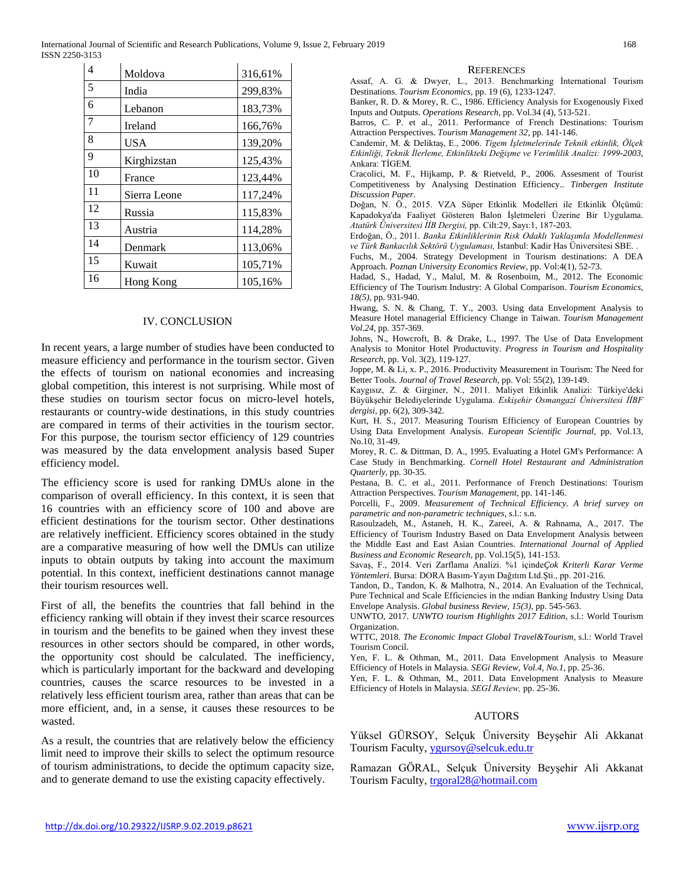| 4 | Moldova | 316,61% |
|---|---|---|
| 5 | India | 299,83% |
| 6 | Lebanon | 183,73% |
| 7 | Ireland | 166,76% |
| 8 | USA | 139,20% |
| 9 | Kirghizstan | 125,43% |
| 10 | France | 123,44% |
| 11 | Sierra Leone | 117,24% |
| 12 | Russia | 115,83% |
| 13 | Austria | 114,28% |
| 14 | Denmark | 113,06% |
| 15 | Kuwait | 105,71% |
| 16 | Hong Kong | 105,16% |

## IV. CONCLUSION

In recent years, a large number of studies have been conducted to measure efficiency and performance in the tourism sector. Given the effects of tourism on national economies and increasing global competition, this interest is not surprising. While most of these studies on tourism sector focus on micro-level hotels, restaurants or country-wide destinations, in this study countries are compared in terms of their activities in the tourism sector. For this purpose, the tourism sector efficiency of 129 countries was measured by the data envelopment analysis based Super efficiency model.

The efficiency score is used for ranking DMUs alone in the comparison of overall efficiency. In this context, it is seen that 16 countries with an efficiency score of 100 and above are efficient destinations for the tourism sector. Other destinations are relatively inefficient. Efficiency scores obtained in the study are a comparative measuring of how well the DMUs can utilize inputs to obtain outputs by taking into account the maximum potential. In this context, inefficient destinations cannot manage their tourism resources well.

First of all, the benefits the countries that fall behind in the efficiency ranking will obtain if they invest their scarce resources in tourism and the benefits to be gained when they invest these resources in other sectors should be compared, in other words, the opportunity cost should be calculated. The inefficiency, which is particularly important for the backward and developing countries, causes the scarce resources to be invested in a relatively less efficient tourism area, rather than areas that can be more efficient, and, in a sense, it causes these resources to be wasted.

As a result, the countries that are relatively below the efficiency limit need to improve their skills to select the optimum resource of tourism administrations, to decide the optimum capacity size, and to generate demand to use the existing capacity effectively.

## REFERENCES

Assaf, A. G. & Dwyer, L., 2013. Benchmarking İnternational Tourism Destinations. *Tourism Economics*, pp. 19 (6), 1233-1247.

Banker, R. D. & Morey, R. C., 1986. Efficiency Analysis for Exogenously Fixed Inputs and Outputs. *Operations Research*, pp. Vol.34 (4), 513-521.

Barros, C. P. et al., 2011. Performance of French Destinations: Tourism Attraction Perspectives. *Tourism Management 32*, pp. 141-146.

Candemir, M. & Deliktaş, E., 2006. *Tigem İşletmelerinde Teknik etkinlik, Ölçek Etkinliği, Teknik İlerleme, Etkinlikteki Değişme ve Verimlilik Analizi: 1999-2003*, Ankara: TİGEM.

Cracolici, M. F., Hijkamp, P. & Rietveld, P., 2006. Assesment of Tourist Competitiveness by Analysing Destination Efficiency.. *Tinbergen Institute Discussion Paper*.

Doğan, N. Ö., 2015. VZA Süper Etkinlik Modelleri ile Etkinlik Ölçümü: Kapadokya'da Faaliyet Gösteren Balon İşletmeleri Üzerine Bir Uygulama. *Atatürk Üniversitesi İİB Dergisi*, pp. Cilt:29, Sayı:1, 187-203.

Erdoğan, Ö., 2011. *Banka Etkinliklerinin Risk Odaklı Yaklaşımla Modellenmesi ve Türk Bankacılık Sektörü Uygulaması*, İstanbul: Kadir Has Üniversitesi SBE. .

Fuchs, M., 2004. Strategy Development in Tourism destinations: A DEA Approach. *Poznan University Economics Review*, pp. Vol:4(1), 52-73.

Hadad, S., Hadad, Y., Malul, M. & Rosenboim, M., 2012. The Economic Efficiency of The Tourism Industry: A Global Comparison. *Tourism Economics, 18(5)*, pp. 931-940.

Hwang, S. N. & Chang, T. Y., 2003. Using data Envelopment Analysis to Measure Hotel managerial Efficiency Change in Taiwan. *Tourism Management Vol.24*, pp. 357-369.

Johns, N., Howcroft, B. & Drake, L., 1997. The Use of Data Envelopment Analysis to Monitor Hotel Productuvity. *Progress in Tourism and Hospitality Research*, pp. Vol. 3(2), 119-127.

Joppe, M. & Li, x. P., 2016. Productivity Measurement in Tourism: The Need for Better Tools. *Journal of Travel Research*, pp. Vol: 55(2), 139-149.

Kaygısız, Z. & Girginer, N., 2011. Maliyet Etkinlik Analizi: Türkiye'deki Büyükşehir Belediyelerinde Uygulama. *Eskişehir Osmangazi Üniversitesi İİBF dergisi*, pp. 6(2), 309-342.

Kurt, H. S., 2017. Measuring Tourism Efficiency of European Countries by Using Data Envelopment Analysis. *European Scientific Journal*, pp. Vol.13, No.10, 31-49.

Morey, R. C. & Dittman, D. A., 1995. Evaluating a Hotel GM's Performance: A Case Study in Benchmarking. *Cornell Hotel Restaurant and Administration Quarterly*, pp. 30-35.

Pestana, B. C. et al., 2011. Performance of French Destinations: Tourism Attraction Perspectives. *Tourism Management*, pp. 141-146.

Porcelli, F., 2009. *Measurement of Technical Efficiency. A brief survey on parametric and non-parametric techniques*, s.l.: s.n.

Rasoulzadeh, M., Astaneh, H. K., Zareei, A. & Rahnama, A., 2017. The Efficiency of Tourism Industry Based on Data Envelopment Analysis between the Middle East and East Asian Countries. *International Journal of Applied Business and Economic Research*, pp. Vol.15(5), 141-153.

Savaş, F., 2014. Veri Zarflama Analizi. %1 içinde*Çok Kriterli Karar Verme Yöntemleri*. Bursa: DORA Basım-Yayın Dağıtım Ltd.Şti., pp. 201-216.

Tandon, D., Tandon, K. & Malhotra, N., 2014. An Evaluation of the Technical, Pure Technical and Scale Efficiencies in the ındian Banking Industry Using Data Envelope Analysis. *Global business Review, 15(3)*, pp. 545-563.

UNWTO, 2017. *UNWTO tourism Highlights 2017 Edition*, s.l.: World Tourism Organization.

WTTC, 2018. *The Economic Impact Global Travel&Tourism*, s.l.: World Travel Tourism Concil.

Yen, F. L. & Othman, M., 2011. Data Envelopment Analysis to Measure Efficiency of Hotels in Malaysia. *SEGi Review, Vol.4, No.1*, pp. 25-36.

Yen, F. L. & Othman, M., 2011. Data Envelopment Analysis to Measure Efficiency of Hotels in Malaysia. *SEGİ Review*, pp. 25-36.

## AUTORS

Yüksel GÜRSOY, Selçuk Üniversity Beyşehir Ali Akkanat Tourism Faculty, ygursoy@selcuk.edu.tr

Ramazan GÖRAL, Selçuk Üniversity Beyşehir Ali Akkanat Tourism Faculty, trgoral28@hotmail.com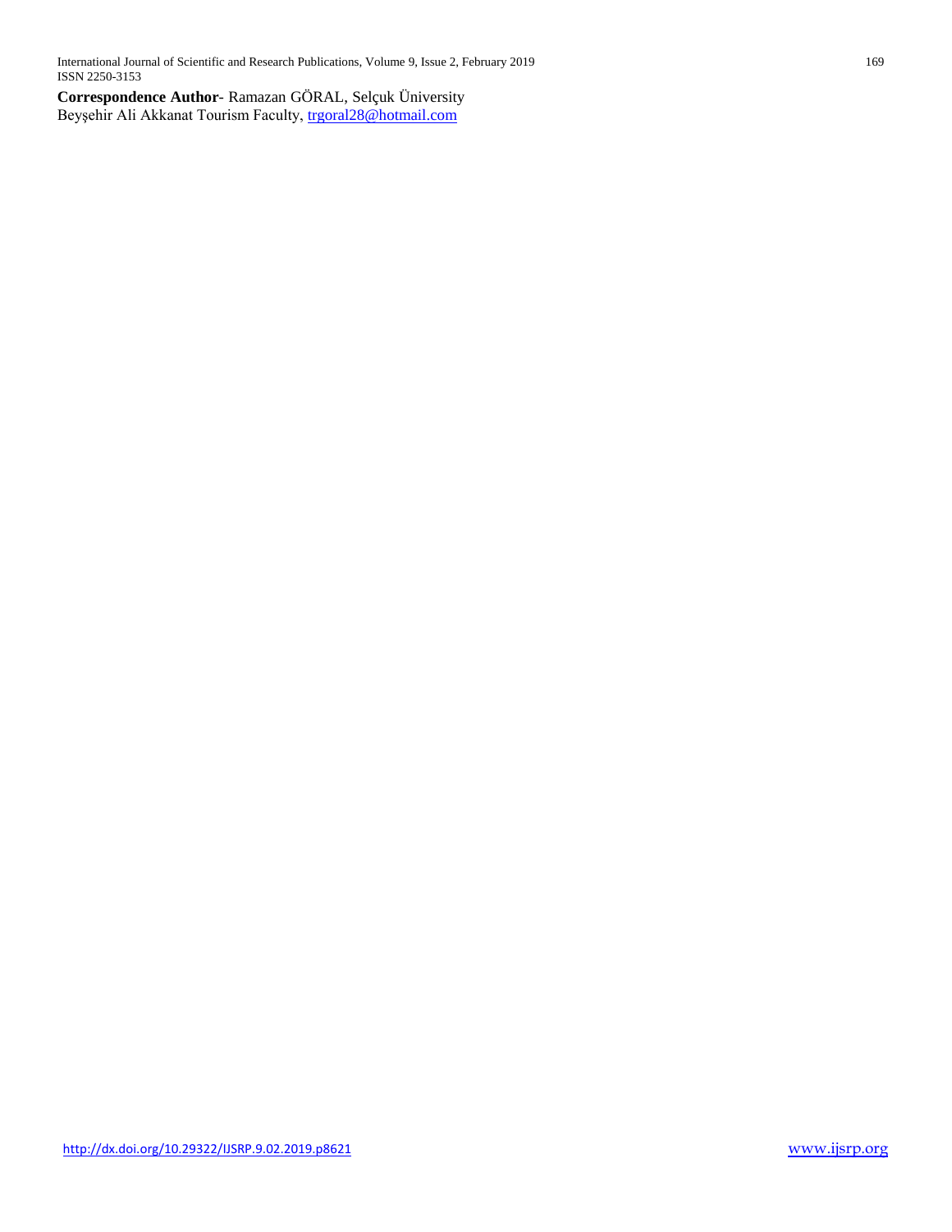**Correspondence Author**- Ramazan GÖRAL, Selçuk Üniversity Beyşehir Ali Akkanat Tourism Faculty, trgoral28@hotmail.com